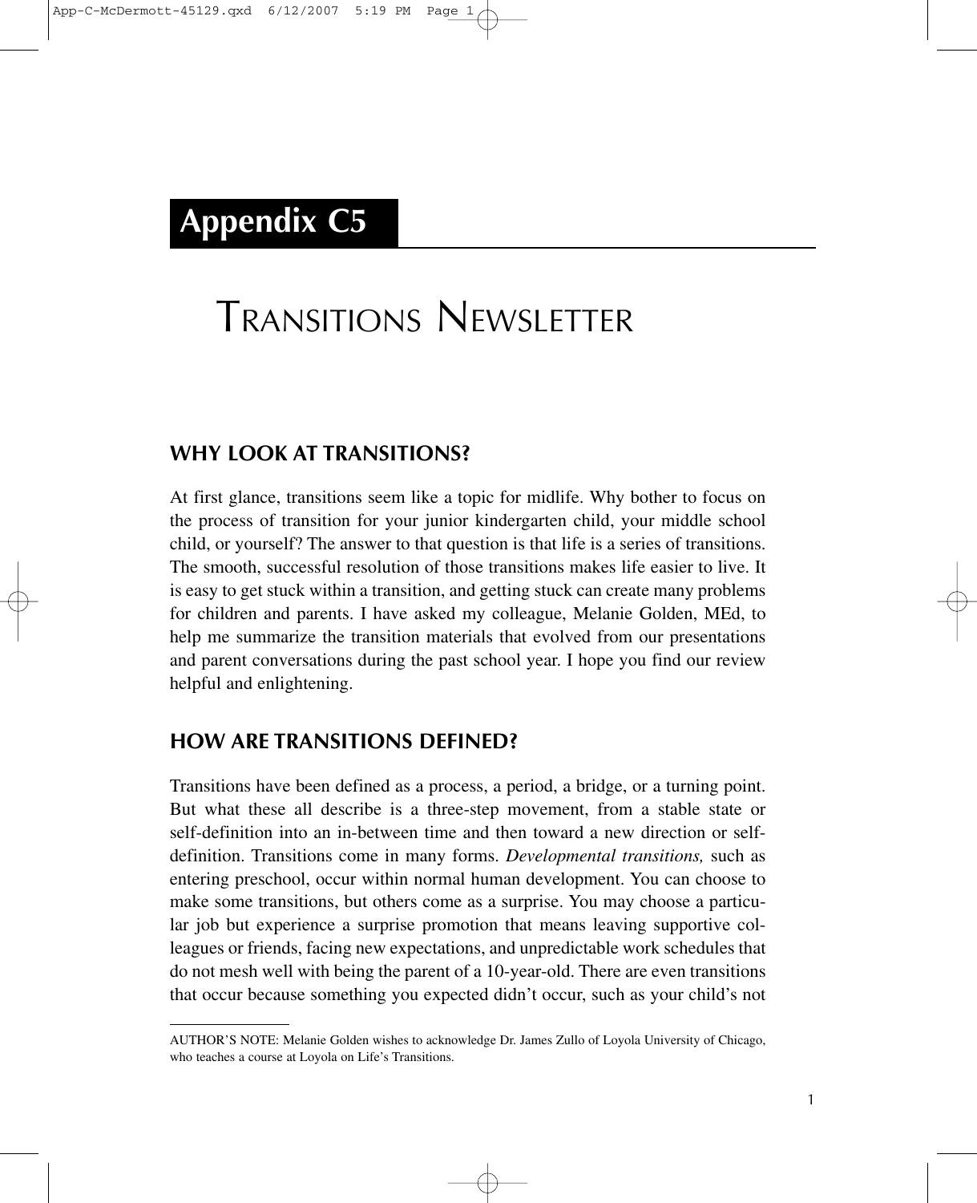# Appendix C5

# TRANSITIONS NEWSLETTER

## WHY LOOK AT TRANSITIONS?

At first glance, transitions seem like a topic for midlife. Why bother to focus on the process of transition for your junior kindergarten child, your middle school child, or yourself? The answer to that question is that life is a series of transitions. The smooth, successful resolution of those transitions makes life easier to live. It is easy to get stuck within a transition, and getting stuck can create many problems for children and parents. I have asked my colleague, Melanie Golden, MEd, to help me summarize the transition materials that evolved from our presentations and parent conversations during the past school year. I hope you find our review helpful and enlightening.

## HOW ARE TRANSITIONS DEFINED?

Transitions have been defined as a process, a period, a bridge, or a turning point. But what these all describe is a three-step movement, from a stable state or self-definition into an in-between time and then toward a new direction or self-definition. Transitions come in many forms. *Developmental transitions,* such as entering preschool, occur within normal human development. You can choose to make some transitions, but others come as a surprise. You may choose a particular job but experience a surprise promotion that means leaving supportive colleagues or friends, facing new expectations, and unpredictable work schedules that do not mesh well with being the parent of a 10-year-old. There are even transitions that occur because something you expected didn't occur, such as your child's not

---

AUTHOR'S NOTE: Melanie Golden wishes to acknowledge Dr. James Zullo of Loyola University of Chicago, who teaches a course at Loyola on Life's Transitions.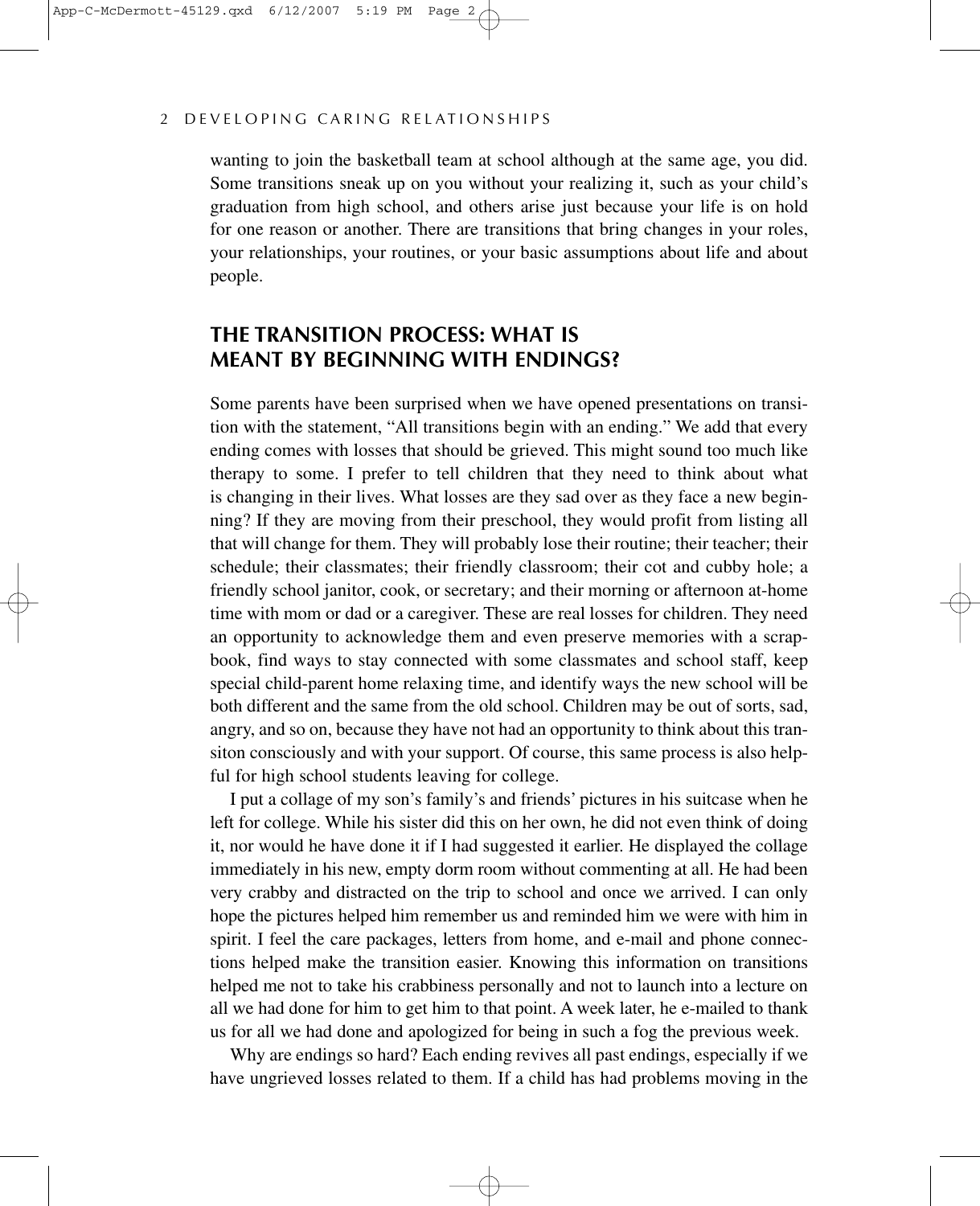wanting to join the basketball team at school although at the same age, you did. Some transitions sneak up on you without your realizing it, such as your child's graduation from high school, and others arise just because your life is on hold for one reason or another. There are transitions that bring changes in your roles, your relationships, your routines, or your basic assumptions about life and about people.

## THE TRANSITION PROCESS: WHAT IS MEANT BY BEGINNING WITH ENDINGS?

Some parents have been surprised when we have opened presentations on transition with the statement, "All transitions begin with an ending." We add that every ending comes with losses that should be grieved. This might sound too much like therapy to some. I prefer to tell children that they need to think about what is changing in their lives. What losses are they sad over as they face a new beginning? If they are moving from their preschool, they would profit from listing all that will change for them. They will probably lose their routine; their teacher; their schedule; their classmates; their friendly classroom; their cot and cubby hole; a friendly school janitor, cook, or secretary; and their morning or afternoon at-home time with mom or dad or a caregiver. These are real losses for children. They need an opportunity to acknowledge them and even preserve memories with a scrapbook, find ways to stay connected with some classmates and school staff, keep special child-parent home relaxing time, and identify ways the new school will be both different and the same from the old school. Children may be out of sorts, sad, angry, and so on, because they have not had an opportunity to think about this transiton consciously and with your support. Of course, this same process is also helpful for high school students leaving for college.

I put a collage of my son's family's and friends' pictures in his suitcase when he left for college. While his sister did this on her own, he did not even think of doing it, nor would he have done it if I had suggested it earlier. He displayed the collage immediately in his new, empty dorm room without commenting at all. He had been very crabby and distracted on the trip to school and once we arrived. I can only hope the pictures helped him remember us and reminded him we were with him in spirit. I feel the care packages, letters from home, and e-mail and phone connections helped make the transition easier. Knowing this information on transitions helped me not to take his crabbiness personally and not to launch into a lecture on all we had done for him to get him to that point. A week later, he e-mailed to thank us for all we had done and apologized for being in such a fog the previous week.

Why are endings so hard? Each ending revives all past endings, especially if we have ungrieved losses related to them. If a child has had problems moving in the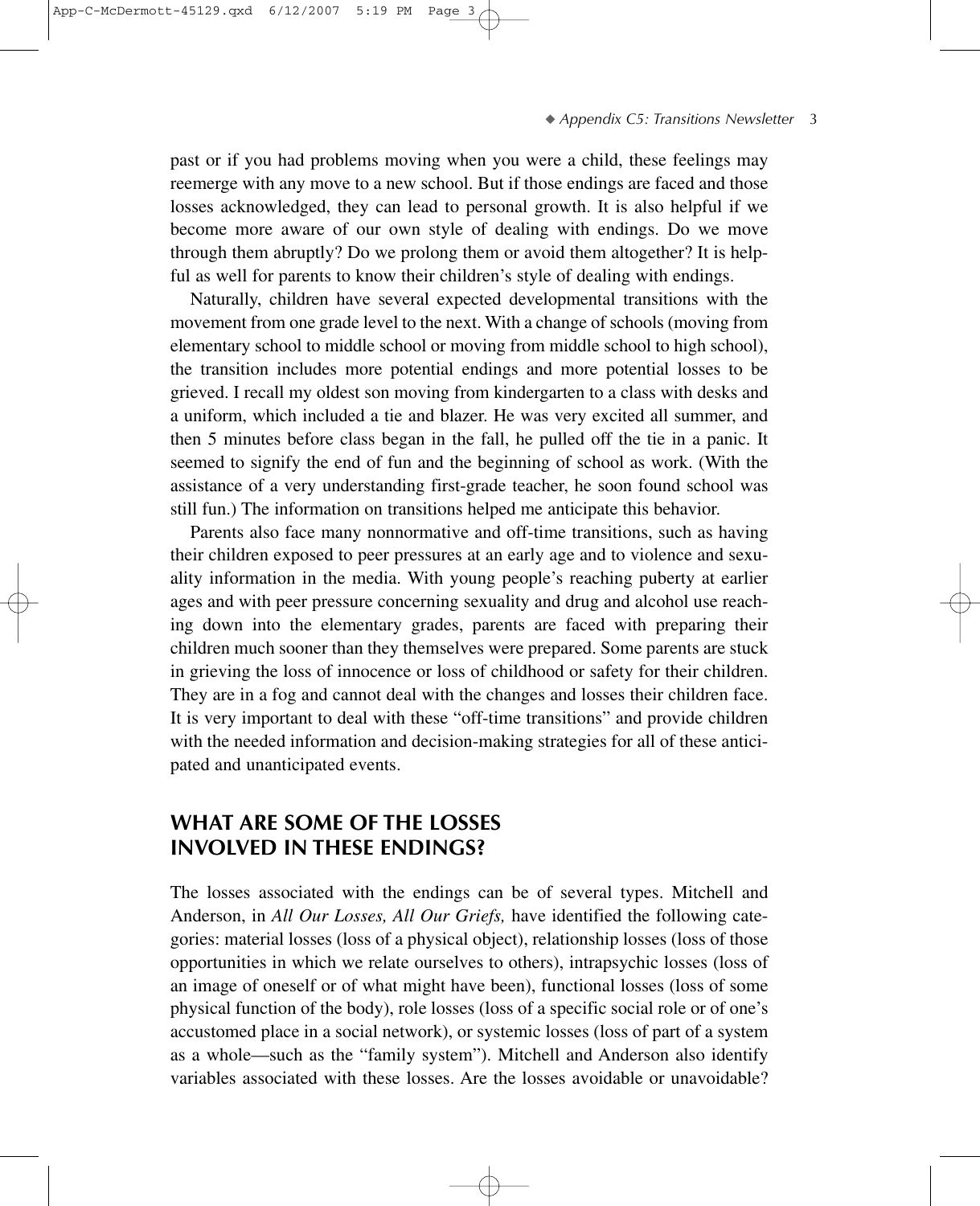past or if you had problems moving when you were a child, these feelings may reemerge with any move to a new school. But if those endings are faced and those losses acknowledged, they can lead to personal growth. It is also helpful if we become more aware of our own style of dealing with endings. Do we move through them abruptly? Do we prolong them or avoid them altogether? It is helpful as well for parents to know their children's style of dealing with endings.

Naturally, children have several expected developmental transitions with the movement from one grade level to the next. With a change of schools (moving from elementary school to middle school or moving from middle school to high school), the transition includes more potential endings and more potential losses to be grieved. I recall my oldest son moving from kindergarten to a class with desks and a uniform, which included a tie and blazer. He was very excited all summer, and then 5 minutes before class began in the fall, he pulled off the tie in a panic. It seemed to signify the end of fun and the beginning of school as work. (With the assistance of a very understanding first-grade teacher, he soon found school was still fun.) The information on transitions helped me anticipate this behavior.

Parents also face many nonnormative and off-time transitions, such as having their children exposed to peer pressures at an early age and to violence and sexuality information in the media. With young people's reaching puberty at earlier ages and with peer pressure concerning sexuality and drug and alcohol use reaching down into the elementary grades, parents are faced with preparing their children much sooner than they themselves were prepared. Some parents are stuck in grieving the loss of innocence or loss of childhood or safety for their children. They are in a fog and cannot deal with the changes and losses their children face. It is very important to deal with these "off-time transitions" and provide children with the needed information and decision-making strategies for all of these anticipated and unanticipated events.

## WHAT ARE SOME OF THE LOSSES INVOLVED IN THESE ENDINGS?

The losses associated with the endings can be of several types. Mitchell and Anderson, in *All Our Losses, All Our Griefs,* have identified the following categories: material losses (loss of a physical object), relationship losses (loss of those opportunities in which we relate ourselves to others), intrapsychic losses (loss of an image of oneself or of what might have been), functional losses (loss of some physical function of the body), role losses (loss of a specific social role or of one's accustomed place in a social network), or systemic losses (loss of part of a system as a whole—such as the "family system"). Mitchell and Anderson also identify variables associated with these losses. Are the losses avoidable or unavoidable?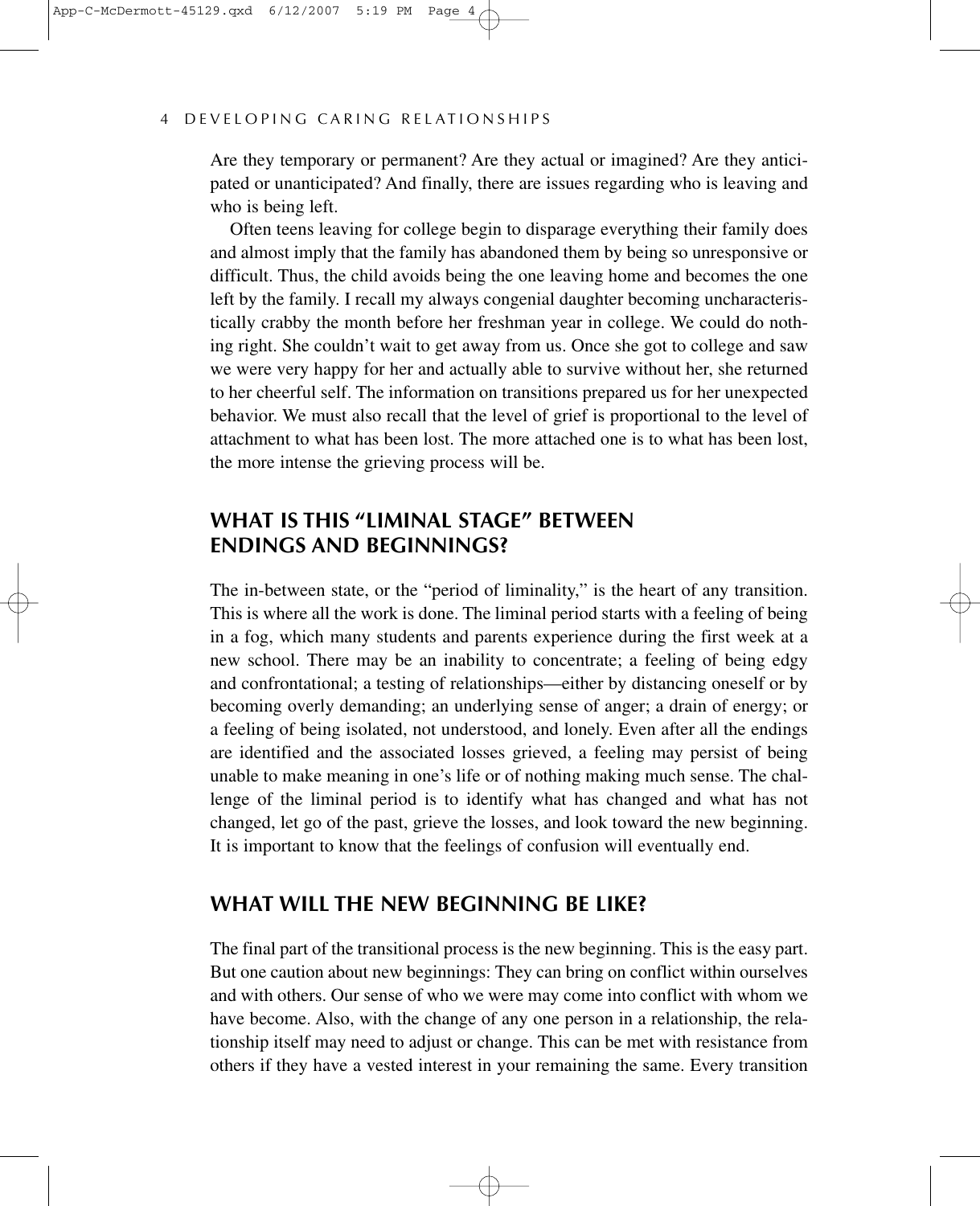Are they temporary or permanent? Are they actual or imagined? Are they anticipated or unanticipated? And finally, there are issues regarding who is leaving and who is being left.

Often teens leaving for college begin to disparage everything their family does and almost imply that the family has abandoned them by being so unresponsive or difficult. Thus, the child avoids being the one leaving home and becomes the one left by the family. I recall my always congenial daughter becoming uncharacteristically crabby the month before her freshman year in college. We could do nothing right. She couldn't wait to get away from us. Once she got to college and saw we were very happy for her and actually able to survive without her, she returned to her cheerful self. The information on transitions prepared us for her unexpected behavior. We must also recall that the level of grief is proportional to the level of attachment to what has been lost. The more attached one is to what has been lost, the more intense the grieving process will be.

## WHAT IS THIS "LIMINAL STAGE" BETWEEN ENDINGS AND BEGINNINGS?

The in-between state, or the "period of liminality," is the heart of any transition. This is where all the work is done. The liminal period starts with a feeling of being in a fog, which many students and parents experience during the first week at a new school. There may be an inability to concentrate; a feeling of being edgy and confrontational; a testing of relationships—either by distancing oneself or by becoming overly demanding; an underlying sense of anger; a drain of energy; or a feeling of being isolated, not understood, and lonely. Even after all the endings are identified and the associated losses grieved, a feeling may persist of being unable to make meaning in one's life or of nothing making much sense. The challenge of the liminal period is to identify what has changed and what has not changed, let go of the past, grieve the losses, and look toward the new beginning. It is important to know that the feelings of confusion will eventually end.

## WHAT WILL THE NEW BEGINNING BE LIKE?

The final part of the transitional process is the new beginning. This is the easy part. But one caution about new beginnings: They can bring on conflict within ourselves and with others. Our sense of who we were may come into conflict with whom we have become. Also, with the change of any one person in a relationship, the relationship itself may need to adjust or change. This can be met with resistance from others if they have a vested interest in your remaining the same. Every transition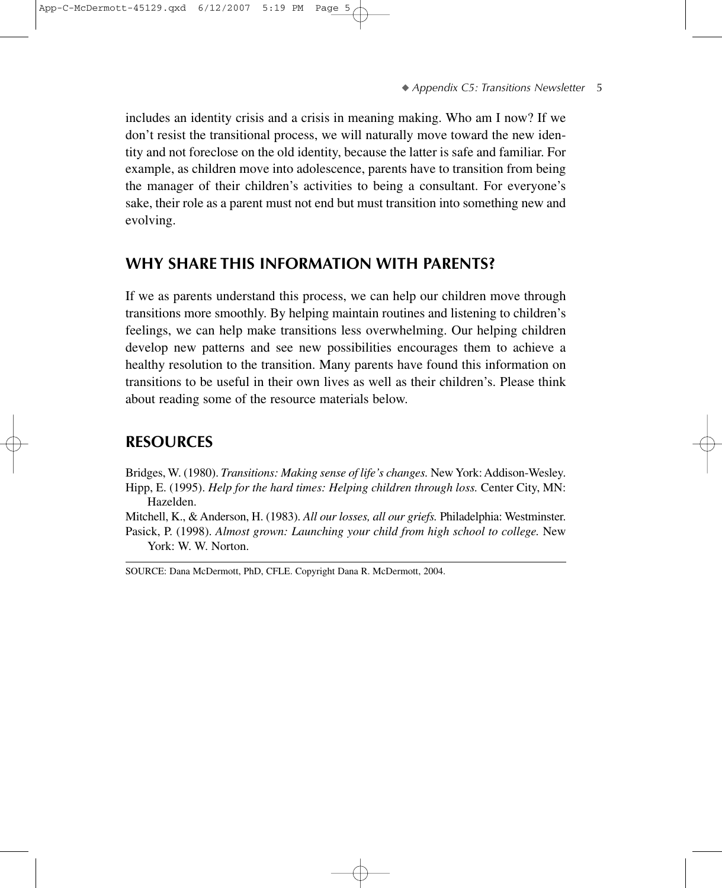includes an identity crisis and a crisis in meaning making. Who am I now? If we don't resist the transitional process, we will naturally move toward the new identity and not foreclose on the old identity, because the latter is safe and familiar. For example, as children move into adolescence, parents have to transition from being the manager of their children's activities to being a consultant. For everyone's sake, their role as a parent must not end but must transition into something new and evolving.

## WHY SHARE THIS INFORMATION WITH PARENTS?

If we as parents understand this process, we can help our children move through transitions more smoothly. By helping maintain routines and listening to children's feelings, we can help make transitions less overwhelming. Our helping children develop new patterns and see new possibilities encourages them to achieve a healthy resolution to the transition. Many parents have found this information on transitions to be useful in their own lives as well as their children's. Please think about reading some of the resource materials below.

## RESOURCES

Bridges, W. (1980). *Transitions: Making sense of life's changes.* New York: Addison-Wesley.

Hipp, E. (1995). *Help for the hard times: Helping children through loss.* Center City, MN: Hazelden.

Mitchell, K., & Anderson, H. (1983). *All our losses, all our griefs.* Philadelphia: Westminster.

Pasick, P. (1998). *Almost grown: Launching your child from high school to college.* New York: W. W. Norton.

---

SOURCE: Dana McDermott, PhD, CFLE. Copyright Dana R. McDermott, 2004.